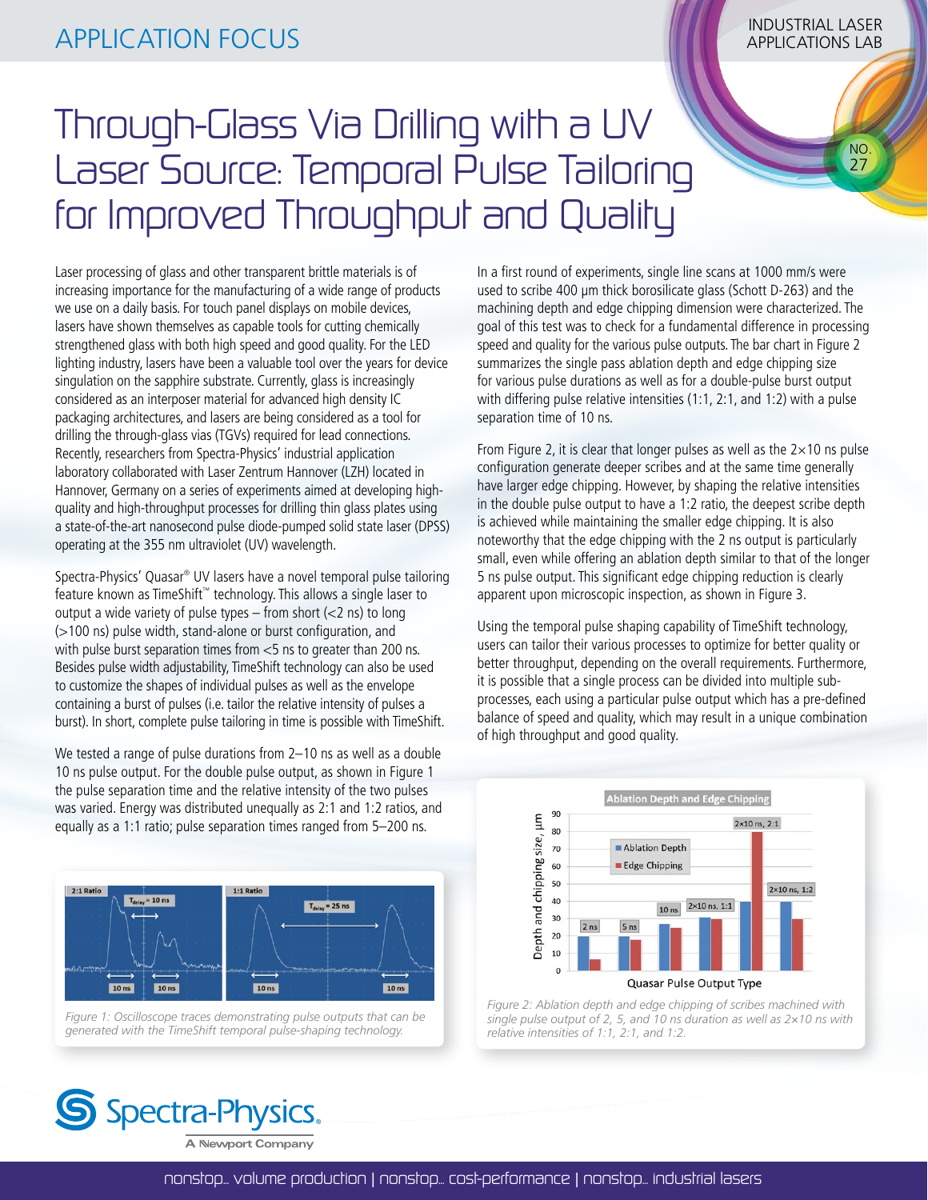APPLICATION FOCUS

INDUSTRIAL LASER APPLICATIONS LAB

NO. 27

# Through-Glass Via Drilling with a UV Laser Source: Temporal Pulse Tailoring for Improved Throughput and Quality

Laser processing of glass and other transparent brittle materials is of increasing importance for the manufacturing of a wide range of products we use on a daily basis. For touch panel displays on mobile devices, lasers have shown themselves as capable tools for cutting chemically strengthened glass with both high speed and good quality. For the LED lighting industry, lasers have been a valuable tool over the years for device singulation on the sapphire substrate. Currently, glass is increasingly considered as an interposer material for advanced high density IC packaging architectures, and lasers are being considered as a tool for drilling the through-glass vias (TGVs) required for lead connections. Recently, researchers from Spectra-Physics' industrial application laboratory collaborated with Laser Zentrum Hannover (LZH) located in Hannover, Germany on a series of experiments aimed at developing high-quality and high-throughput processes for drilling thin glass plates using a state-of-the-art nanosecond pulse diode-pumped solid state laser (DPSS) operating at the 355 nm ultraviolet (UV) wavelength.

Spectra-Physics' Quasar® UV lasers have a novel temporal pulse tailoring feature known as TimeShift™ technology. This allows a single laser to output a wide variety of pulse types – from short (<2 ns) to long (>100 ns) pulse width, stand-alone or burst configuration, and with pulse burst separation times from <5 ns to greater than 200 ns. Besides pulse width adjustability, TimeShift technology can also be used to customize the shapes of individual pulses as well as the envelope containing a burst of pulses (i.e. tailor the relative intensity of pulses a burst). In short, complete pulse tailoring in time is possible with TimeShift.

We tested a range of pulse durations from 2–10 ns as well as a double 10 ns pulse output. For the double pulse output, as shown in Figure 1 the pulse separation time and the relative intensity of the two pulses was varied. Energy was distributed unequally as 2:1 and 1:2 ratios, and equally as a 1:1 ratio; pulse separation times ranged from 5–200 ns.

*Figure 1: Oscilloscope traces demonstrating pulse outputs that can be generated with the TimeShift temporal pulse-shaping technology.*

In a first round of experiments, single line scans at 1000 mm/s were used to scribe 400 µm thick borosilicate glass (Schott D-263) and the machining depth and edge chipping dimension were characterized. The goal of this test was to check for a fundamental difference in processing speed and quality for the various pulse outputs. The bar chart in Figure 2 summarizes the single pass ablation depth and edge chipping size for various pulse durations as well as for a double-pulse burst output with differing pulse relative intensities (1:1, 2:1, and 1:2) with a pulse separation time of 10 ns.

From Figure 2, it is clear that longer pulses as well as the 2×10 ns pulse configuration generate deeper scribes and at the same time generally have larger edge chipping. However, by shaping the relative intensities in the double pulse output to have a 1:2 ratio, the deepest scribe depth is achieved while maintaining the smaller edge chipping. It is also noteworthy that the edge chipping with the 2 ns output is particularly small, even while offering an ablation depth similar to that of the longer 5 ns pulse output. This significant edge chipping reduction is clearly apparent upon microscopic inspection, as shown in Figure 3.

Using the temporal pulse shaping capability of TimeShift technology, users can tailor their various processes to optimize for better quality or better throughput, depending on the overall requirements. Furthermore, it is possible that a single process can be divided into multiple sub-processes, each using a particular pulse output which has a pre-defined balance of speed and quality, which may result in a unique combination of high throughput and good quality.

*Figure 2: Ablation depth and edge chipping of scribes machined with single pulse output of 2, 5, and 10 ns duration as well as 2×10 ns with relative intensities of 1:1, 2:1, and 1:2.*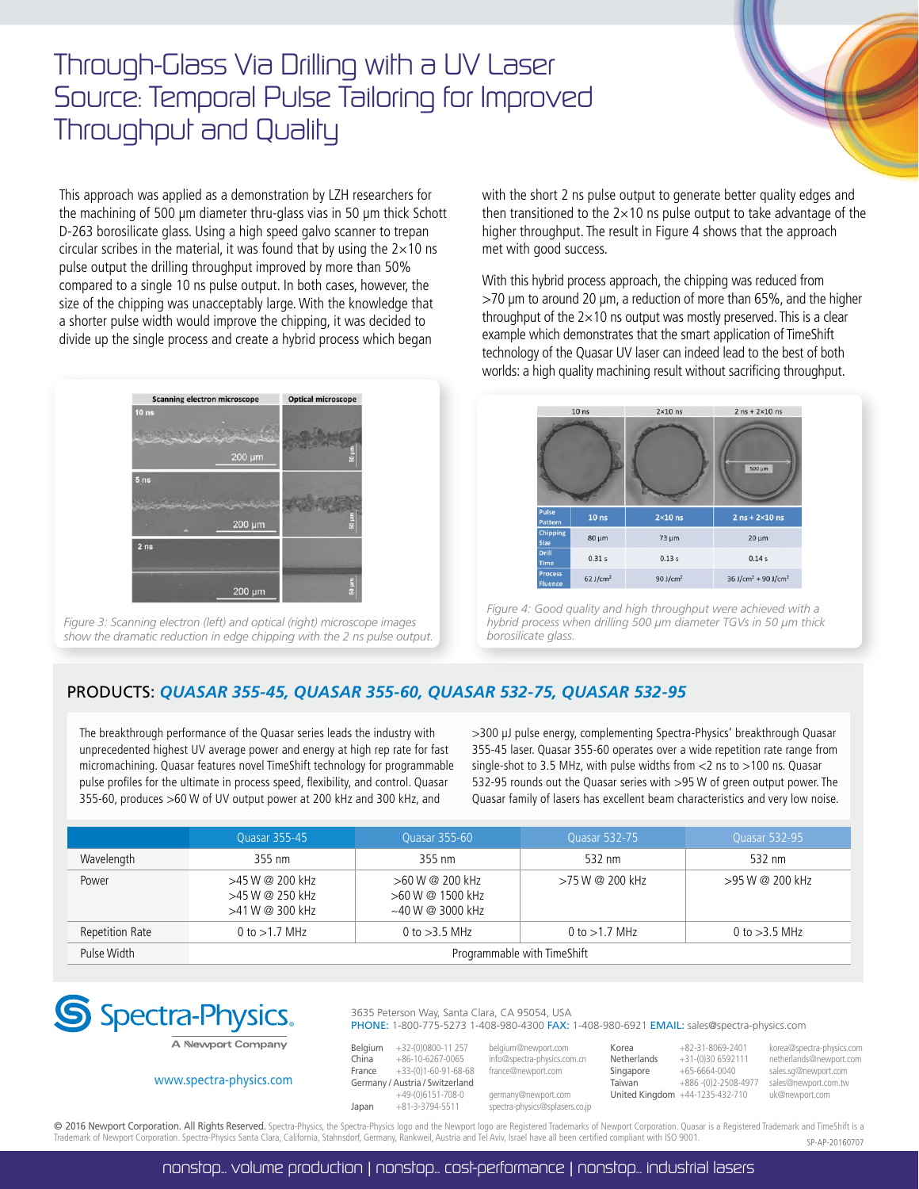# Through-Glass Via Drilling with a UV Laser Source: Temporal Pulse Tailoring for Improved Throughput and Quality

This approach was applied as a demonstration by LZH researchers for the machining of 500 µm diameter thru-glass vias in 50 µm thick Schott D-263 borosilicate glass. Using a high speed galvo scanner to trepan circular scribes in the material, it was found that by using the 2×10 ns pulse output the drilling throughput improved by more than 50% compared to a single 10 ns pulse output. In both cases, however, the size of the chipping was unacceptably large. With the knowledge that a shorter pulse width would improve the chipping, it was decided to divide up the single process and create a hybrid process which began with the short 2 ns pulse output to generate better quality edges and then transitioned to the 2×10 ns pulse output to take advantage of the higher throughput. The result in Figure 4 shows that the approach met with good success.

With this hybrid process approach, the chipping was reduced from >70 µm to around 20 µm, a reduction of more than 65%, and the higher throughput of the 2×10 ns output was mostly preserved. This is a clear example which demonstrates that the smart application of TimeShift technology of the Quasar UV laser can indeed lead to the best of both worlds: a high quality machining result without sacrificing throughput.

Scanning electron microscope
Optical microscope
10 ns
5 ns
2 ns
200 µm
50 µm

*Figure 3: Scanning electron (left) and optical (right) microscope images show the dramatic reduction in edge chipping with the 2 ns pulse output.*

10 ns
2×10 ns
2 ns + 2×10 ns
500 µm

| Pulse Pattern | 10 ns | 2×10 ns | 2 ns + 2×10 ns |
|---|---|---|---|
| Chipping Size | 80 µm | 73 µm | 20 µm |
| Drill Time | 0.31 s | 0.13 s | 0.14 s |
| Process Fluence | 62 J/cm² | 90 J/cm² | 36 J/cm² + 90 J/cm² |

*Figure 4: Good quality and high throughput were achieved with a hybrid process when drilling 500 µm diameter TGVs in 50 µm thick borosilicate glass.*

## PRODUCTS: *QUASAR 355-45, QUASAR 355-60, QUASAR 532-75, QUASAR 532-95*

The breakthrough performance of the Quasar series leads the industry with unprecedented highest UV average power and energy at high rep rate for fast micromachining. Quasar features novel TimeShift technology for programmable pulse profiles for the ultimate in process speed, flexibility, and control. Quasar 355-60, produces >60 W of UV output power at 200 kHz and 300 kHz, and >300 µJ pulse energy, complementing Spectra-Physics' breakthrough Quasar 355-45 laser. Quasar 355-60 operates over a wide repetition rate range from single-shot to 3.5 MHz, with pulse widths from <2 ns to >100 ns. Quasar 532-95 rounds out the Quasar series with >95 W of green output power. The Quasar family of lasers has excellent beam characteristics and very low noise.

| | Quasar 355-45 | Quasar 355-60 | Quasar 532-75 | Quasar 532-95 |
|---|---|---|---|---|
| Wavelength | 355 nm | 355 nm | 532 nm | 532 nm |
| Power | >45 W @ 200 kHz<br>>45 W @ 250 kHz<br>>41 W @ 300 kHz | >60 W @ 200 kHz<br>>60 W @ 1500 kHz<br>~40 W @ 3000 kHz | >75 W @ 200 kHz | >95 W @ 200 kHz |
| Repetition Rate | 0 to >1.7 MHz | 0 to >3.5 MHz | 0 to >1.7 MHz | 0 to >3.5 MHz |
| Pulse Width | Programmable with TimeShift | | | |

Spectra-Physics.
A Newport Company

www.spectra-physics.com

3635 Peterson Way, Santa Clara, CA 95054, USA
PHONE: 1-800-775-5273 1-408-980-4300 FAX: 1-408-980-6921 EMAIL: sales@spectra-physics.com

| | | |
|---|---|---|
| Belgium | +32-(0)0800-11 257 | belgium@newport.com |
| China | +86-10-6267-0065 | info@spectra-physics.com.cn |
| France | +33-(0)1-60-91-68-68 | france@newport.com |
| Germany / Austria / Switzerland | +49-(0)6151-708-0 | germany@newport.com |
| Japan | +81-3-3794-5511 | spectra-physics@splasers.co.jp |
| Korea | +82-31-8069-2401 | korea@spectra-physics.com |
| Netherlands | +31-(0)30 6592111 | netherlands@newport.com |
| Singapore | +65-6664-0040 | sales.sg@newport.com |
| Taiwan | +886 -(0)2-2508-4977 | sales@newport.com.tw |
| United Kingdom | +44-1235-432-710 | uk@newport.com |

© 2016 Newport Corporation. All Rights Reserved. Spectra-Physics, the Spectra-Physics logo and the Newport logo are Registered Trademarks of Newport Corporation. Quasar is a Registered Trademark and TimeShift is a Trademark of Newport Corporation. Spectra-Physics Santa Clara, California, Stahnsdorf, Germany, Rankweil, Austria and Tel Aviv, Israel have all been certified compliant with ISO 9001.

SP-AP-20160707

nonstop... volume production | nonstop... cost-performance | nonstop... industrial lasers